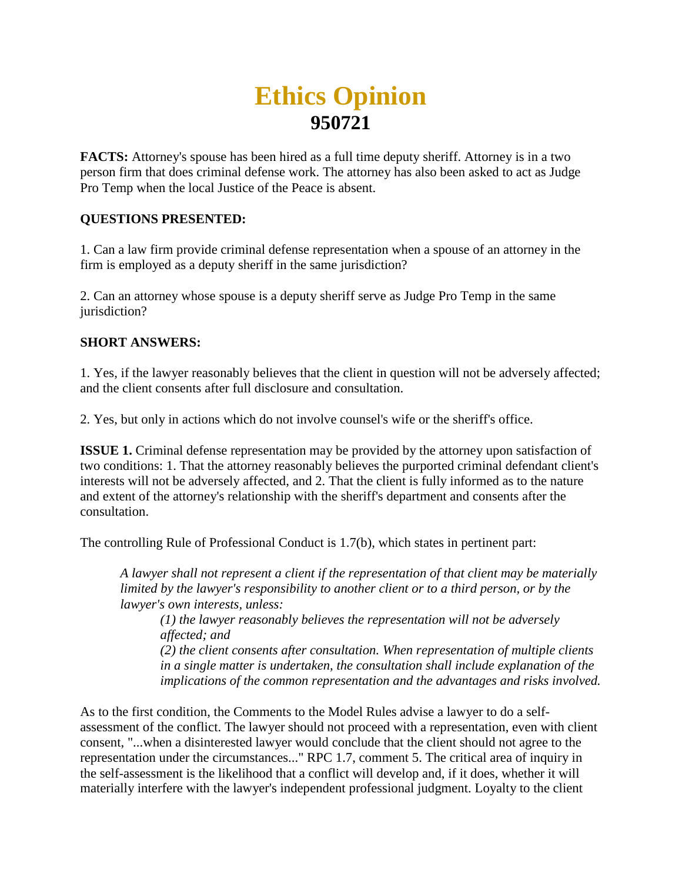# Ethics Opinion
## 950721

**FACTS:** Attorney's spouse has been hired as a full time deputy sheriff. Attorney is in a two person firm that does criminal defense work. The attorney has also been asked to act as Judge Pro Temp when the local Justice of the Peace is absent.

**QUESTIONS PRESENTED:**

1. Can a law firm provide criminal defense representation when a spouse of an attorney in the firm is employed as a deputy sheriff in the same jurisdiction?

2. Can an attorney whose spouse is a deputy sheriff serve as Judge Pro Temp in the same jurisdiction?

**SHORT ANSWERS:**

1. Yes, if the lawyer reasonably believes that the client in question will not be adversely affected; and the client consents after full disclosure and consultation.

2. Yes, but only in actions which do not involve counsel's wife or the sheriff's office.

**ISSUE 1.** Criminal defense representation may be provided by the attorney upon satisfaction of two conditions: 1. That the attorney reasonably believes the purported criminal defendant client's interests will not be adversely affected, and 2. That the client is fully informed as to the nature and extent of the attorney's relationship with the sheriff's department and consents after the consultation.

The controlling Rule of Professional Conduct is 1.7(b), which states in pertinent part:

> *A lawyer shall not represent a client if the representation of that client may be materially limited by the lawyer's responsibility to another client or to a third person, or by the lawyer's own interests, unless:*
>
> > *(1) the lawyer reasonably believes the representation will not be adversely affected; and*
> >
> > *(2) the client consents after consultation. When representation of multiple clients in a single matter is undertaken, the consultation shall include explanation of the implications of the common representation and the advantages and risks involved.*

As to the first condition, the Comments to the Model Rules advise a lawyer to do a self-assessment of the conflict. The lawyer should not proceed with a representation, even with client consent, "...when a disinterested lawyer would conclude that the client should not agree to the representation under the circumstances..." RPC 1.7, comment 5. The critical area of inquiry in the self-assessment is the likelihood that a conflict will develop and, if it does, whether it will materially interfere with the lawyer's independent professional judgment. Loyalty to the client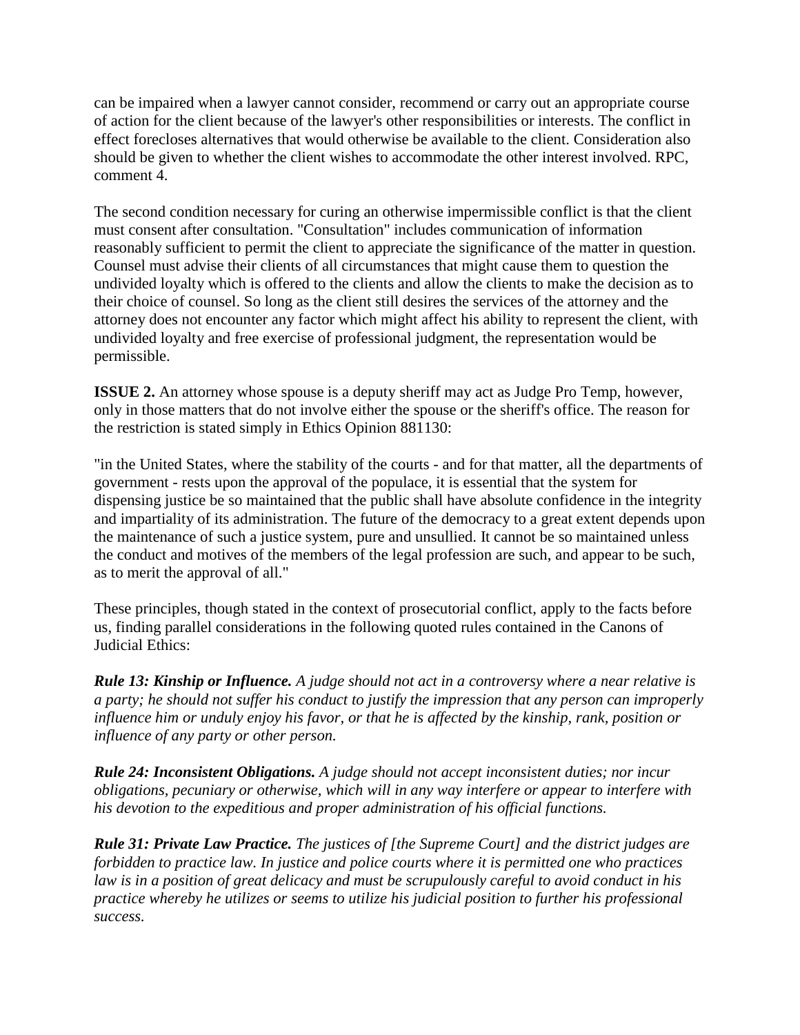can be impaired when a lawyer cannot consider, recommend or carry out an appropriate course of action for the client because of the lawyer's other responsibilities or interests. The conflict in effect forecloses alternatives that would otherwise be available to the client. Consideration also should be given to whether the client wishes to accommodate the other interest involved. RPC, comment 4.

The second condition necessary for curing an otherwise impermissible conflict is that the client must consent after consultation. "Consultation" includes communication of information reasonably sufficient to permit the client to appreciate the significance of the matter in question. Counsel must advise their clients of all circumstances that might cause them to question the undivided loyalty which is offered to the clients and allow the clients to make the decision as to their choice of counsel. So long as the client still desires the services of the attorney and the attorney does not encounter any factor which might affect his ability to represent the client, with undivided loyalty and free exercise of professional judgment, the representation would be permissible.

**ISSUE 2.** An attorney whose spouse is a deputy sheriff may act as Judge Pro Temp, however, only in those matters that do not involve either the spouse or the sheriff's office. The reason for the restriction is stated simply in Ethics Opinion 881130:

"in the United States, where the stability of the courts - and for that matter, all the departments of government - rests upon the approval of the populace, it is essential that the system for dispensing justice be so maintained that the public shall have absolute confidence in the integrity and impartiality of its administration. The future of the democracy to a great extent depends upon the maintenance of such a justice system, pure and unsullied. It cannot be so maintained unless the conduct and motives of the members of the legal profession are such, and appear to be such, as to merit the approval of all."

These principles, though stated in the context of prosecutorial conflict, apply to the facts before us, finding parallel considerations in the following quoted rules contained in the Canons of Judicial Ethics:

***Rule 13: Kinship or Influence.*** *A judge should not act in a controversy where a near relative is a party; he should not suffer his conduct to justify the impression that any person can improperly influence him or unduly enjoy his favor, or that he is affected by the kinship, rank, position or influence of any party or other person.*

***Rule 24: Inconsistent Obligations.*** *A judge should not accept inconsistent duties; nor incur obligations, pecuniary or otherwise, which will in any way interfere or appear to interfere with his devotion to the expeditious and proper administration of his official functions.*

***Rule 31: Private Law Practice.*** *The justices of [the Supreme Court] and the district judges are forbidden to practice law. In justice and police courts where it is permitted one who practices law is in a position of great delicacy and must be scrupulously careful to avoid conduct in his practice whereby he utilizes or seems to utilize his judicial position to further his professional success.*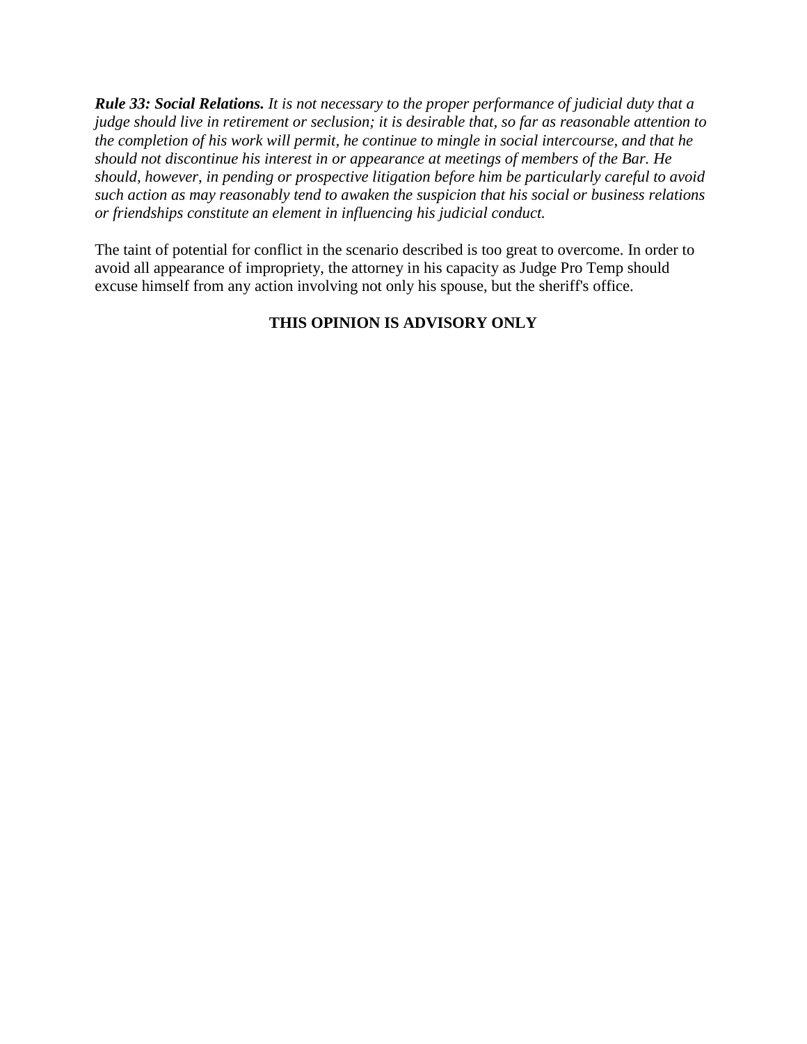***Rule 33: Social Relations.*** *It is not necessary to the proper performance of judicial duty that a judge should live in retirement or seclusion; it is desirable that, so far as reasonable attention to the completion of his work will permit, he continue to mingle in social intercourse, and that he should not discontinue his interest in or appearance at meetings of members of the Bar. He should, however, in pending or prospective litigation before him be particularly careful to avoid such action as may reasonably tend to awaken the suspicion that his social or business relations or friendships constitute an element in influencing his judicial conduct.*

The taint of potential for conflict in the scenario described is too great to overcome. In order to avoid all appearance of impropriety, the attorney in his capacity as Judge Pro Temp should excuse himself from any action involving not only his spouse, but the sheriff's office.

**THIS OPINION IS ADVISORY ONLY**